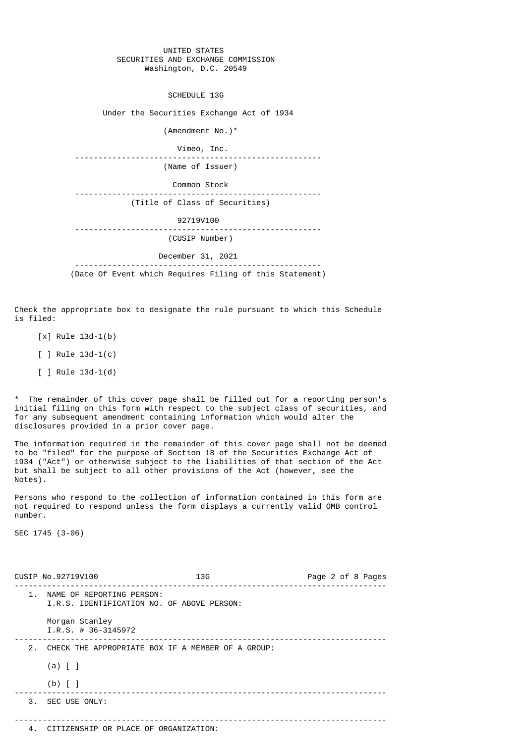UNITED STATES
SECURITIES AND EXCHANGE COMMISSION
Washington, D.C. 20549

# SCHEDULE 13G

Under the Securities Exchange Act of 1934

(Amendment No.)*

Vimeo, Inc.

(Name of Issuer)

Common Stock

(Title of Class of Securities)

92719V100

(CUSIP Number)

December 31, 2021

(Date Of Event which Requires Filing of this Statement)

Check the appropriate box to designate the rule pursuant to which this Schedule is filed:

[x] Rule 13d-1(b)

[ ] Rule 13d-1(c)

[ ] Rule 13d-1(d)

* The remainder of this cover page shall be filled out for a reporting person's initial filing on this form with respect to the subject class of securities, and for any subsequent amendment containing information which would alter the disclosures provided in a prior cover page.

The information required in the remainder of this cover page shall not be deemed to be "filed" for the purpose of Section 18 of the Securities Exchange Act of 1934 ("Act") or otherwise subject to the liabilities of that section of the Act but shall be subject to all other provisions of the Act (however, see the Notes).

Persons who respond to the collection of information contained in this form are not required to respond unless the form displays a currently valid OMB control number.

SEC 1745 (3-06)

CUSIP No.92719V100 13G

1. NAME OF REPORTING PERSON:
   I.R.S. IDENTIFICATION NO. OF ABOVE PERSON:

   Morgan Stanley
   I.R.S. # 36-3145972

2. CHECK THE APPROPRIATE BOX IF A MEMBER OF A GROUP:

   (a) [ ]

   (b) [ ]

3. SEC USE ONLY:

4. CITIZENSHIP OR PLACE OF ORGANIZATION: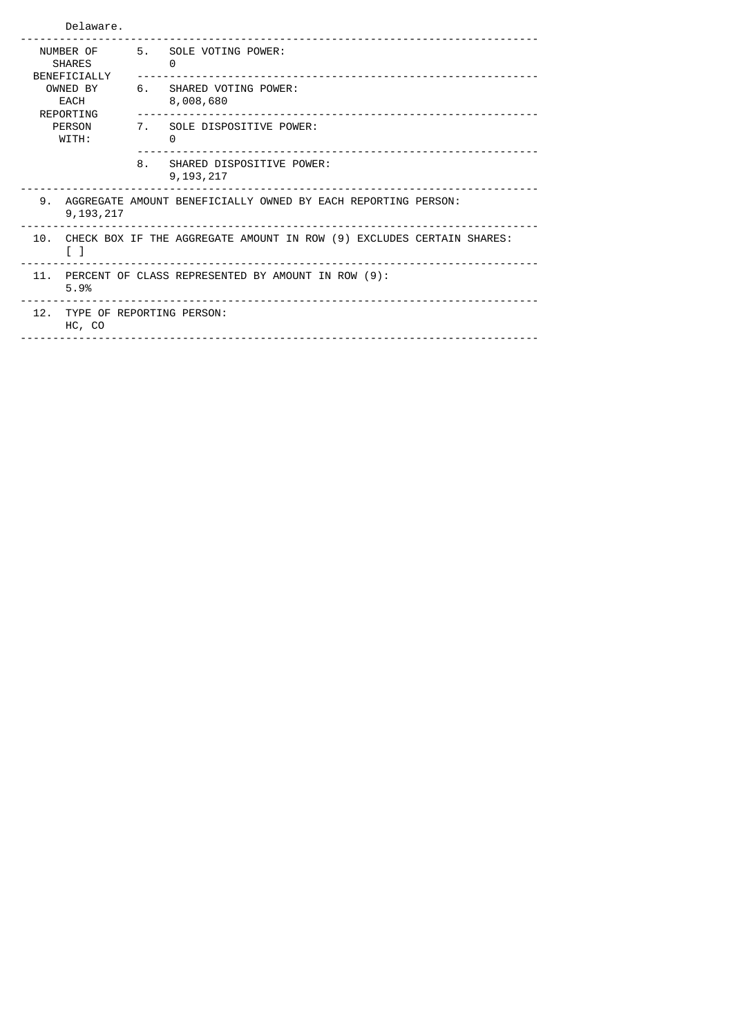Delaware.

| NUMBER OF SHARES BENEFICIALLY OWNED BY EACH REPORTING PERSON WITH: | 5. SOLE VOTING POWER: 0 |
|---|---|
| | 6. SHARED VOTING POWER: 8,008,680 |
| | 7. SOLE DISPOSITIVE POWER: 0 |
| | 8. SHARED DISPOSITIVE POWER: 9,193,217 |

9. AGGREGATE AMOUNT BENEFICIALLY OWNED BY EACH REPORTING PERSON:
9,193,217

10. CHECK BOX IF THE AGGREGATE AMOUNT IN ROW (9) EXCLUDES CERTAIN SHARES:
[ ]

11. PERCENT OF CLASS REPRESENTED BY AMOUNT IN ROW (9):
5.9%

12. TYPE OF REPORTING PERSON:
HC, CO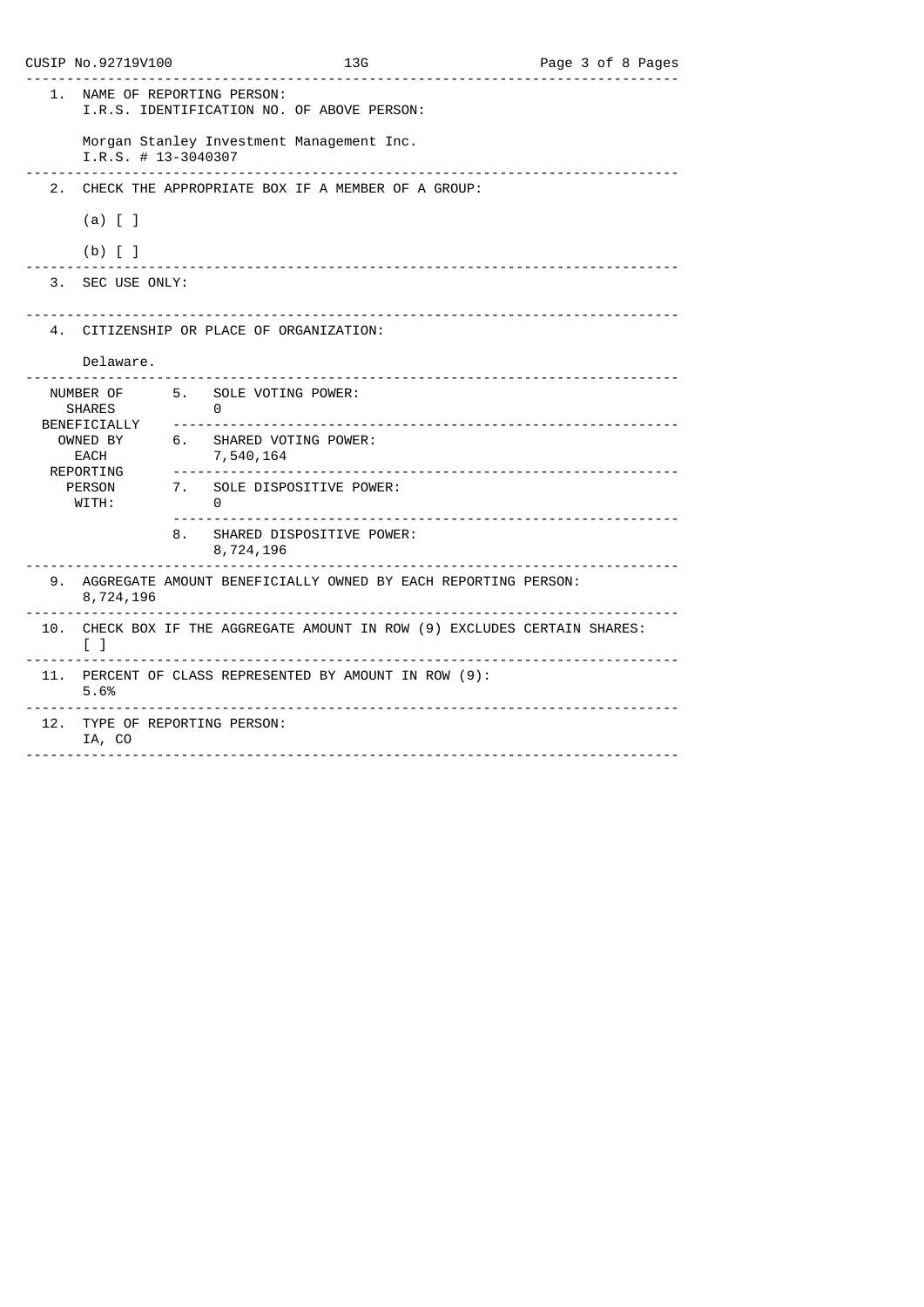CUSIP No.92719V100 13G

| | |
|---|---|
| 1. | NAME OF REPORTING PERSON:<br>I.R.S. IDENTIFICATION NO. OF ABOVE PERSON:<br><br>Morgan Stanley Investment Management Inc.<br>I.R.S. # 13-3040307 |
| 2. | CHECK THE APPROPRIATE BOX IF A MEMBER OF A GROUP:<br><br>(a) [ ]<br><br>(b) [ ] |
| 3. | SEC USE ONLY: |
| 4. | CITIZENSHIP OR PLACE OF ORGANIZATION:<br><br>Delaware. |

| NUMBER OF SHARES BENEFICIALLY OWNED BY EACH REPORTING PERSON WITH: | | |
|---|---|---|
| | 5. | SOLE VOTING POWER:<br>0 |
| | 6. | SHARED VOTING POWER:<br>7,540,164 |
| | 7. | SOLE DISPOSITIVE POWER:<br>0 |
| | 8. | SHARED DISPOSITIVE POWER:<br>8,724,196 |

| | |
|---|---|
| 9. | AGGREGATE AMOUNT BENEFICIALLY OWNED BY EACH REPORTING PERSON:<br>8,724,196 |
| 10. | CHECK BOX IF THE AGGREGATE AMOUNT IN ROW (9) EXCLUDES CERTAIN SHARES:<br>[ ] |
| 11. | PERCENT OF CLASS REPRESENTED BY AMOUNT IN ROW (9):<br>5.6% |
| 12. | TYPE OF REPORTING PERSON:<br>IA, CO |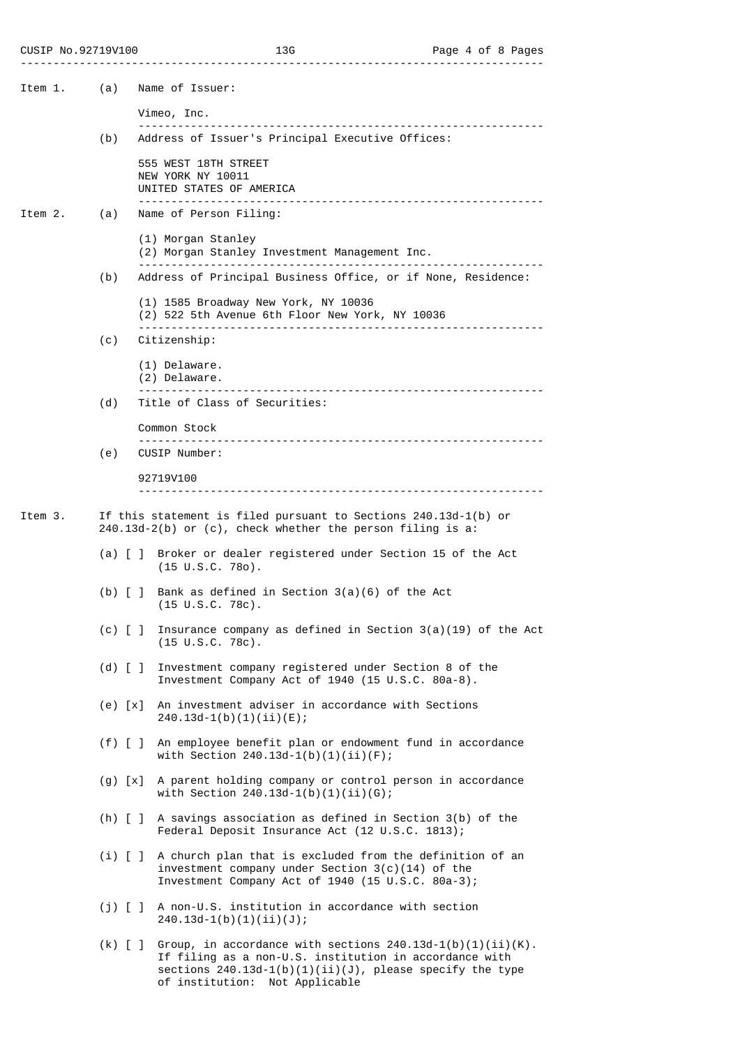**Item 1.**

(a) Name of Issuer:

Vimeo, Inc.

(b) Address of Issuer's Principal Executive Offices:

555 WEST 18TH STREET
NEW YORK NY 10011
UNITED STATES OF AMERICA

**Item 2.**

(a) Name of Person Filing:

(1) Morgan Stanley
(2) Morgan Stanley Investment Management Inc.

(b) Address of Principal Business Office, or if None, Residence:

(1) 1585 Broadway New York, NY 10036
(2) 522 5th Avenue 6th Floor New York, NY 10036

(c) Citizenship:

(1) Delaware.
(2) Delaware.

(d) Title of Class of Securities:

Common Stock

(e) CUSIP Number:

92719V100

**Item 3.** If this statement is filed pursuant to Sections 240.13d-1(b) or 240.13d-2(b) or (c), check whether the person filing is a:

(a) [ ] Broker or dealer registered under Section 15 of the Act (15 U.S.C. 78o).

(b) [ ] Bank as defined in Section 3(a)(6) of the Act (15 U.S.C. 78c).

(c) [ ] Insurance company as defined in Section 3(a)(19) of the Act (15 U.S.C. 78c).

(d) [ ] Investment company registered under Section 8 of the Investment Company Act of 1940 (15 U.S.C. 80a-8).

(e) [x] An investment adviser in accordance with Sections 240.13d-1(b)(1)(ii)(E);

(f) [ ] An employee benefit plan or endowment fund in accordance with Section 240.13d-1(b)(1)(ii)(F);

(g) [x] A parent holding company or control person in accordance with Section 240.13d-1(b)(1)(ii)(G);

(h) [ ] A savings association as defined in Section 3(b) of the Federal Deposit Insurance Act (12 U.S.C. 1813);

(i) [ ] A church plan that is excluded from the definition of an investment company under Section 3(c)(14) of the Investment Company Act of 1940 (15 U.S.C. 80a-3);

(j) [ ] A non-U.S. institution in accordance with section 240.13d-1(b)(1)(ii)(J);

(k) [ ] Group, in accordance with sections 240.13d-1(b)(1)(ii)(K). If filing as a non-U.S. institution in accordance with sections 240.13d-1(b)(1)(ii)(J), please specify the type of institution: Not Applicable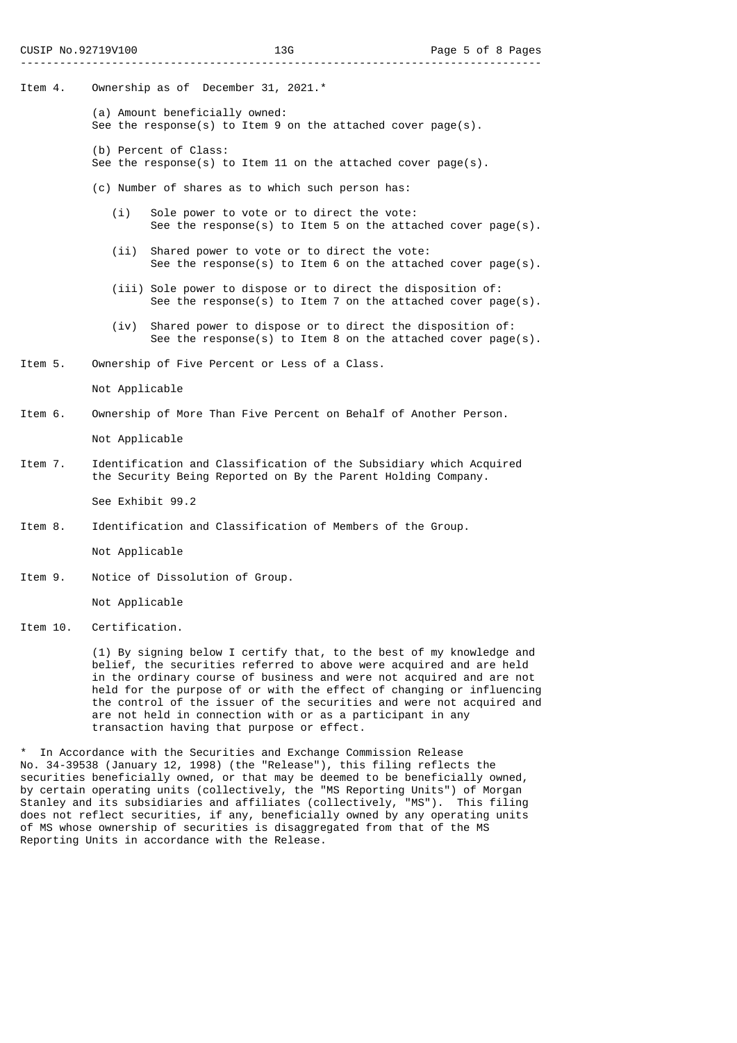**Item 4.** Ownership as of December 31, 2021.*

(a) Amount beneficially owned:
See the response(s) to Item 9 on the attached cover page(s).

(b) Percent of Class:
See the response(s) to Item 11 on the attached cover page(s).

(c) Number of shares as to which such person has:

- (i) Sole power to vote or to direct the vote:
  See the response(s) to Item 5 on the attached cover page(s).
- (ii) Shared power to vote or to direct the vote:
  See the response(s) to Item 6 on the attached cover page(s).
- (iii) Sole power to dispose or to direct the disposition of:
  See the response(s) to Item 7 on the attached cover page(s).
- (iv) Shared power to dispose or to direct the disposition of:
  See the response(s) to Item 8 on the attached cover page(s).

**Item 5.** Ownership of Five Percent or Less of a Class.

Not Applicable

**Item 6.** Ownership of More Than Five Percent on Behalf of Another Person.

Not Applicable

**Item 7.** Identification and Classification of the Subsidiary which Acquired the Security Being Reported on By the Parent Holding Company.

See Exhibit 99.2

**Item 8.** Identification and Classification of Members of the Group.

Not Applicable

**Item 9.** Notice of Dissolution of Group.

Not Applicable

**Item 10.** Certification.

(1) By signing below I certify that, to the best of my knowledge and belief, the securities referred to above were acquired and are held in the ordinary course of business and were not acquired and are not held for the purpose of or with the effect of changing or influencing the control of the issuer of the securities and were not acquired and are not held in connection with or as a participant in any transaction having that purpose or effect.

\* In Accordance with the Securities and Exchange Commission Release No. 34-39538 (January 12, 1998) (the "Release"), this filing reflects the securities beneficially owned, or that may be deemed to be beneficially owned, by certain operating units (collectively, the "MS Reporting Units") of Morgan Stanley and its subsidiaries and affiliates (collectively, "MS"). This filing does not reflect securities, if any, beneficially owned by any operating units of MS whose ownership of securities is disaggregated from that of the MS Reporting Units in accordance with the Release.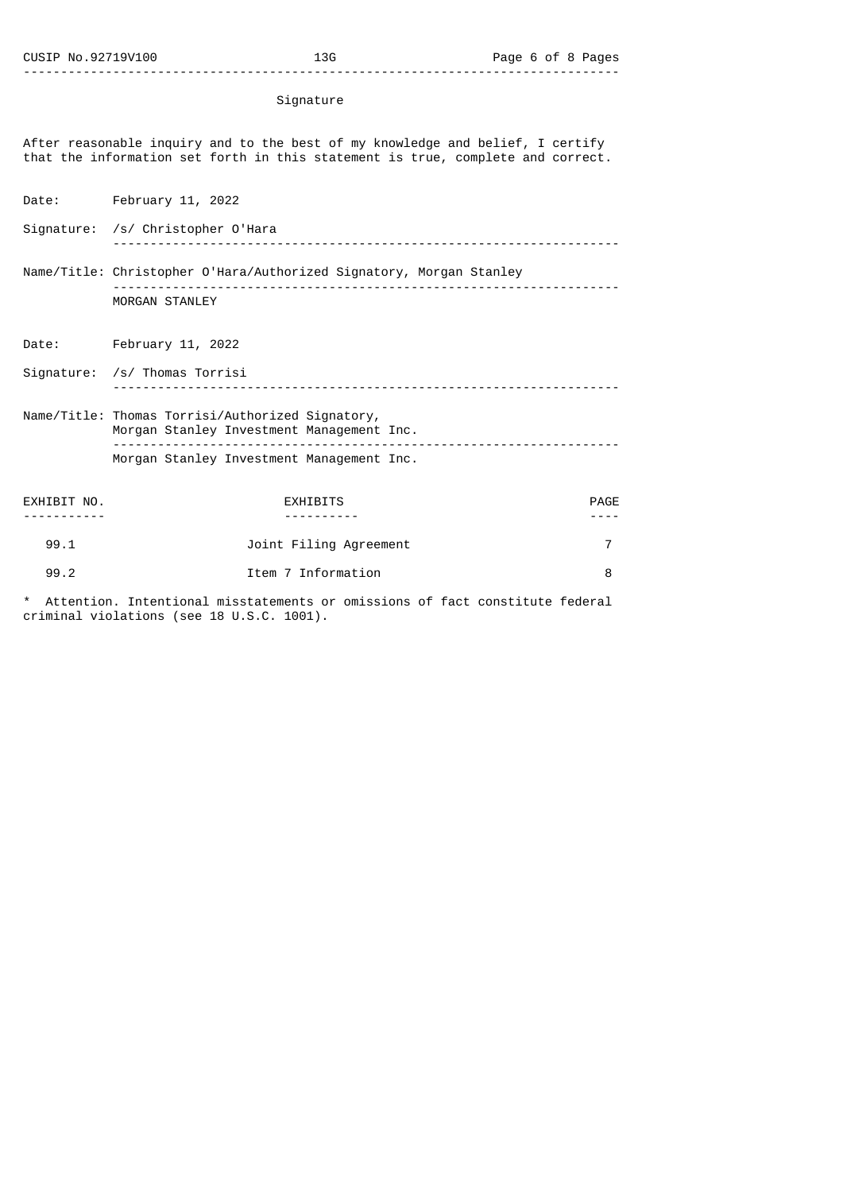## Signature

After reasonable inquiry and to the best of my knowledge and belief, I certify that the information set forth in this statement is true, complete and correct.

Date: February 11, 2022

Signature: /s/ Christopher O'Hara

Name/Title: Christopher O'Hara/Authorized Signatory, Morgan Stanley

MORGAN STANLEY

Date: February 11, 2022

Signature: /s/ Thomas Torrisi

Name/Title: Thomas Torrisi/Authorized Signatory, Morgan Stanley Investment Management Inc.

Morgan Stanley Investment Management Inc.

| EXHIBIT NO. | EXHIBITS | PAGE |
|---|---|---|
| 99.1 | Joint Filing Agreement | 7 |
| 99.2 | Item 7 Information | 8 |

* Attention. Intentional misstatements or omissions of fact constitute federal criminal violations (see 18 U.S.C. 1001).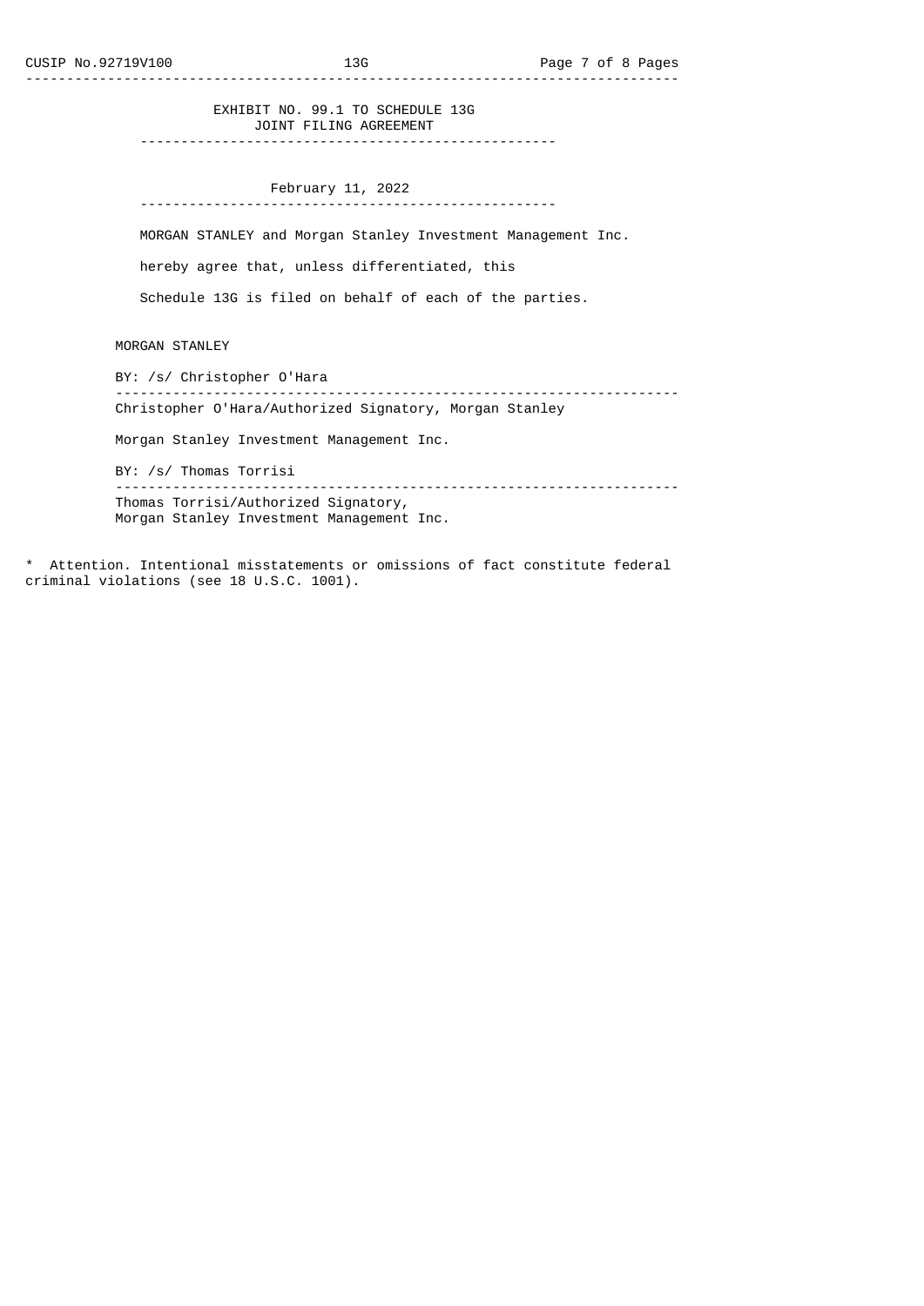EXHIBIT NO. 99.1 TO SCHEDULE 13G
JOINT FILING AGREEMENT

February 11, 2022

MORGAN STANLEY and Morgan Stanley Investment Management Inc.

hereby agree that, unless differentiated, this

Schedule 13G is filed on behalf of each of the parties.

MORGAN STANLEY

BY: /s/ Christopher O'Hara

Christopher O'Hara/Authorized Signatory, Morgan Stanley

Morgan Stanley Investment Management Inc.

BY: /s/ Thomas Torrisi

Thomas Torrisi/Authorized Signatory,
Morgan Stanley Investment Management Inc.

* Attention. Intentional misstatements or omissions of fact constitute federal criminal violations (see 18 U.S.C. 1001).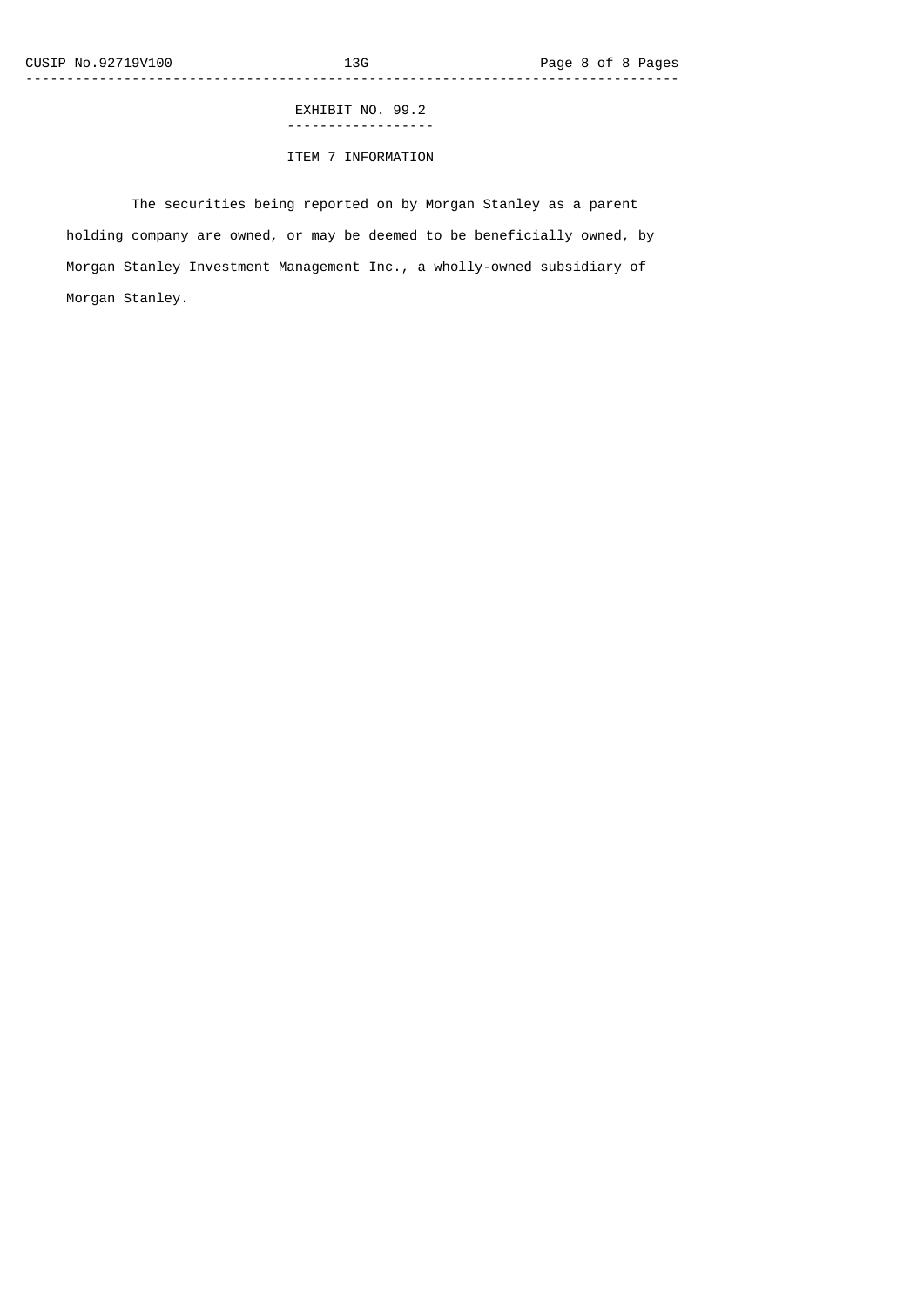# EXHIBIT NO. 99.2

## ITEM 7 INFORMATION

The securities being reported on by Morgan Stanley as a parent holding company are owned, or may be deemed to be beneficially owned, by Morgan Stanley Investment Management Inc., a wholly-owned subsidiary of Morgan Stanley.